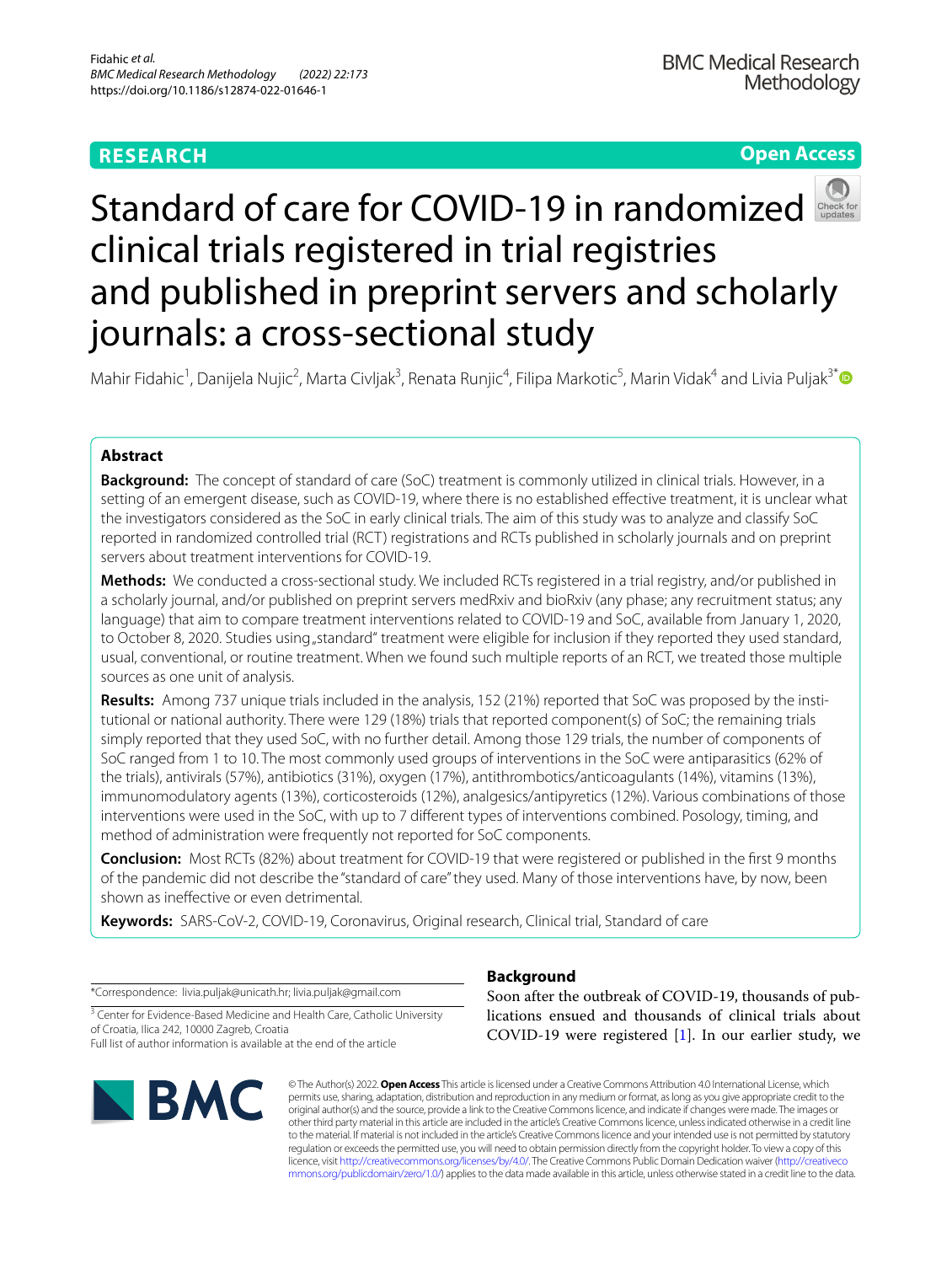**RESEARCH**

**Open Access**

# Standard of care for COVID-19 in randomized clinical trials registered in trial registries and published in preprint servers and scholarly journals: a cross-sectional study

Mahir Fidahic[1], Danijela Nujic[2], Marta Civljak[3], Renata Runjic[4], Filipa Markotic[5], Marin Vidak[4] and Livia Puljak[3*]

## Abstract

**Background:** The concept of standard of care (SoC) treatment is commonly utilized in clinical trials. However, in a setting of an emergent disease, such as COVID-19, where there is no established effective treatment, it is unclear what the investigators considered as the SoC in early clinical trials. The aim of this study was to analyze and classify SoC reported in randomized controlled trial (RCT) registrations and RCTs published in scholarly journals and on preprint servers about treatment interventions for COVID-19.

**Methods:** We conducted a cross-sectional study. We included RCTs registered in a trial registry, and/or published in a scholarly journal, and/or published on preprint servers medRxiv and bioRxiv (any phase; any recruitment status; any language) that aim to compare treatment interventions related to COVID-19 and SoC, available from January 1, 2020, to October 8, 2020. Studies using „standard" treatment were eligible for inclusion if they reported they used standard, usual, conventional, or routine treatment. When we found such multiple reports of an RCT, we treated those multiple sources as one unit of analysis.

**Results:** Among 737 unique trials included in the analysis, 152 (21%) reported that SoC was proposed by the institutional or national authority. There were 129 (18%) trials that reported component(s) of SoC; the remaining trials simply reported that they used SoC, with no further detail. Among those 129 trials, the number of components of SoC ranged from 1 to 10. The most commonly used groups of interventions in the SoC were antiparasitics (62% of the trials), antivirals (57%), antibiotics (31%), oxygen (17%), antithrombotics/anticoagulants (14%), vitamins (13%), immunomodulatory agents (13%), corticosteroids (12%), analgesics/antipyretics (12%). Various combinations of those interventions were used in the SoC, with up to 7 different types of interventions combined. Posology, timing, and method of administration were frequently not reported for SoC components.

**Conclusion:** Most RCTs (82%) about treatment for COVID-19 that were registered or published in the first 9 months of the pandemic did not describe the "standard of care" they used. Many of those interventions have, by now, been shown as ineffective or even detrimental.

**Keywords:** SARS-CoV-2, COVID-19, Coronavirus, Original research, Clinical trial, Standard of care

*Correspondence: livia.puljak@unicath.hr; livia.puljak@gmail.com

[3] Center for Evidence-Based Medicine and Health Care, Catholic University of Croatia, Ilica 242, 10000 Zagreb, Croatia

Full list of author information is available at the end of the article

## Background

Soon after the outbreak of COVID-19, thousands of publications ensued and thousands of clinical trials about COVID-19 were registered [1]. In our earlier study, we

© The Author(s) 2022. **Open Access** This article is licensed under a Creative Commons Attribution 4.0 International License, which permits use, sharing, adaptation, distribution and reproduction in any medium or format, as long as you give appropriate credit to the original author(s) and the source, provide a link to the Creative Commons licence, and indicate if changes were made. The images or other third party material in this article are included in the article's Creative Commons licence, unless indicated otherwise in a credit line to the material. If material is not included in the article's Creative Commons licence and your intended use is not permitted by statutory regulation or exceeds the permitted use, you will need to obtain permission directly from the copyright holder. To view a copy of this licence, visit http://creativecommons.org/licenses/by/4.0/. The Creative Commons Public Domain Dedication waiver (http://creativecommons.org/publicdomain/zero/1.0/) applies to the data made available in this article, unless otherwise stated in a credit line to the data.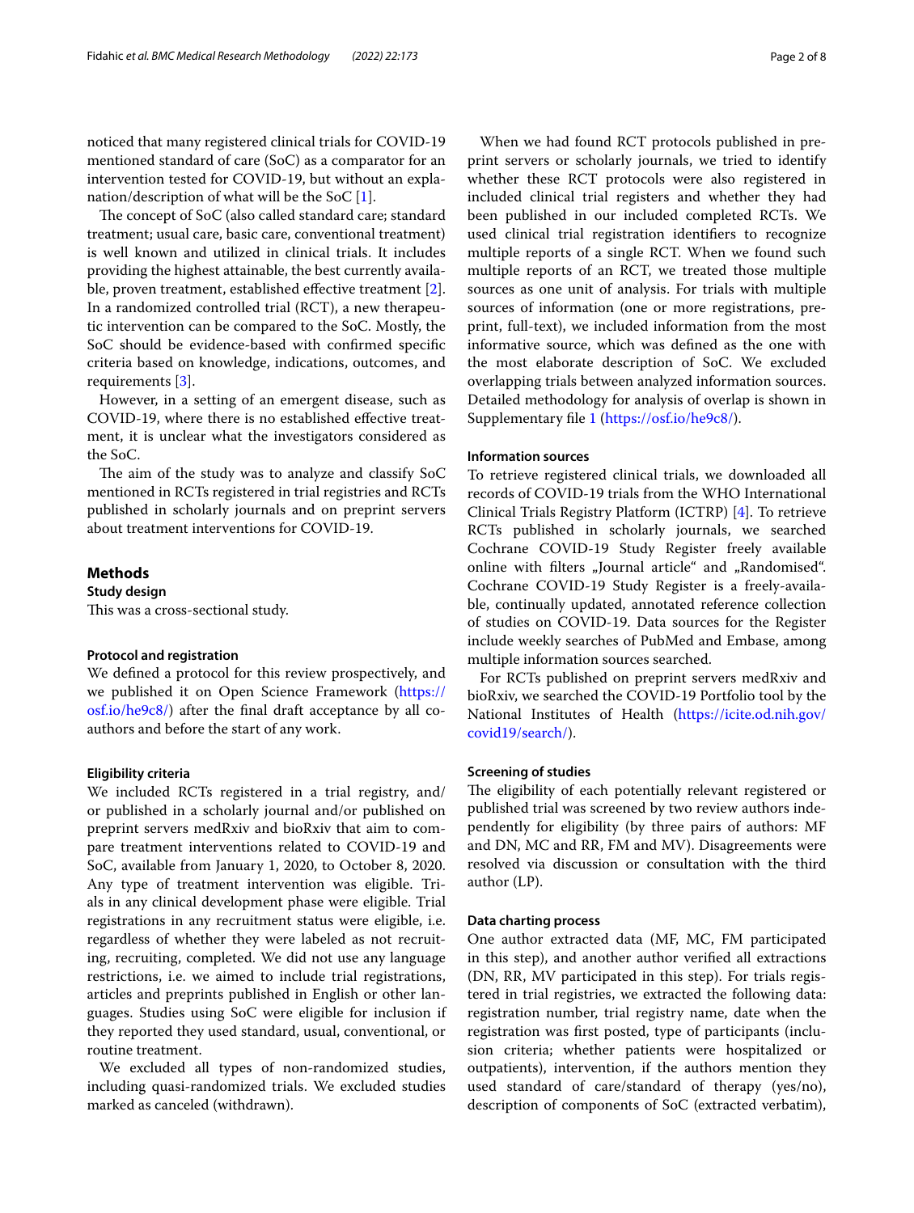noticed that many registered clinical trials for COVID-19 mentioned standard of care (SoC) as a comparator for an intervention tested for COVID-19, but without an explanation/description of what will be the SoC [1].

The concept of SoC (also called standard care; standard treatment; usual care, basic care, conventional treatment) is well known and utilized in clinical trials. It includes providing the highest attainable, the best currently available, proven treatment, established effective treatment [2]. In a randomized controlled trial (RCT), a new therapeutic intervention can be compared to the SoC. Mostly, the SoC should be evidence-based with confirmed specific criteria based on knowledge, indications, outcomes, and requirements [3].

However, in a setting of an emergent disease, such as COVID-19, where there is no established effective treatment, it is unclear what the investigators considered as the SoC.

The aim of the study was to analyze and classify SoC mentioned in RCTs registered in trial registries and RCTs published in scholarly journals and on preprint servers about treatment interventions for COVID-19.

## Methods

### Study design

This was a cross-sectional study.

### Protocol and registration

We defined a protocol for this review prospectively, and we published it on Open Science Framework (https://osf.io/he9c8/) after the final draft acceptance by all co-authors and before the start of any work.

### Eligibility criteria

We included RCTs registered in a trial registry, and/or published in a scholarly journal and/or published on preprint servers medRxiv and bioRxiv that aim to compare treatment interventions related to COVID-19 and SoC, available from January 1, 2020, to October 8, 2020. Any type of treatment intervention was eligible. Trials in any clinical development phase were eligible. Trial registrations in any recruitment status were eligible, i.e. regardless of whether they were labeled as not recruiting, recruiting, completed. We did not use any language restrictions, i.e. we aimed to include trial registrations, articles and preprints published in English or other languages. Studies using SoC were eligible for inclusion if they reported they used standard, usual, conventional, or routine treatment.

We excluded all types of non-randomized studies, including quasi-randomized trials. We excluded studies marked as canceled (withdrawn).

When we had found RCT protocols published in preprint servers or scholarly journals, we tried to identify whether these RCT protocols were also registered in included clinical trial registers and whether they had been published in our included completed RCTs. We used clinical trial registration identifiers to recognize multiple reports of a single RCT. When we found such multiple reports of an RCT, we treated those multiple sources as one unit of analysis. For trials with multiple sources of information (one or more registrations, preprint, full-text), we included information from the most informative source, which was defined as the one with the most elaborate description of SoC. We excluded overlapping trials between analyzed information sources. Detailed methodology for analysis of overlap is shown in Supplementary file 1 (https://osf.io/he9c8/).

### Information sources

To retrieve registered clinical trials, we downloaded all records of COVID-19 trials from the WHO International Clinical Trials Registry Platform (ICTRP) [4]. To retrieve RCTs published in scholarly journals, we searched Cochrane COVID-19 Study Register freely available online with filters „Journal article" and „Randomised". Cochrane COVID-19 Study Register is a freely-available, continually updated, annotated reference collection of studies on COVID-19. Data sources for the Register include weekly searches of PubMed and Embase, among multiple information sources searched.

For RCTs published on preprint servers medRxiv and bioRxiv, we searched the COVID-19 Portfolio tool by the National Institutes of Health (https://icite.od.nih.gov/covid19/search/).

### Screening of studies

The eligibility of each potentially relevant registered or published trial was screened by two review authors independently for eligibility (by three pairs of authors: MF and DN, MC and RR, FM and MV). Disagreements were resolved via discussion or consultation with the third author (LP).

### Data charting process

One author extracted data (MF, MC, FM participated in this step), and another author verified all extractions (DN, RR, MV participated in this step). For trials registered in trial registries, we extracted the following data: registration number, trial registry name, date when the registration was first posted, type of participants (inclusion criteria; whether patients were hospitalized or outpatients), intervention, if the authors mention they used standard of care/standard of therapy (yes/no), description of components of SoC (extracted verbatim),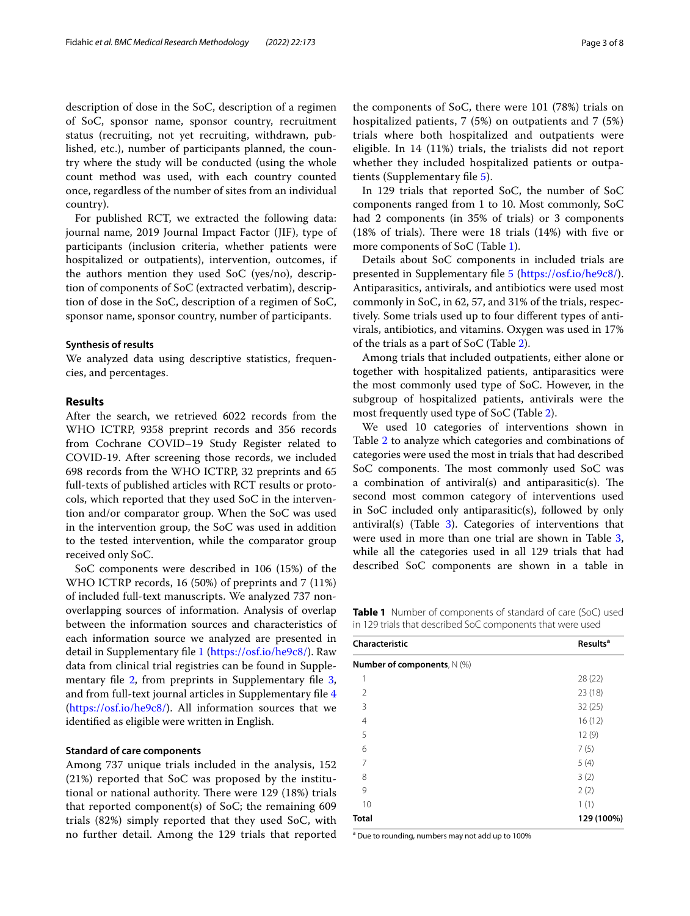description of dose in the SoC, description of a regimen of SoC, sponsor name, sponsor country, recruitment status (recruiting, not yet recruiting, withdrawn, published, etc.), number of participants planned, the country where the study will be conducted (using the whole count method was used, with each country counted once, regardless of the number of sites from an individual country).

For published RCT, we extracted the following data: journal name, 2019 Journal Impact Factor (JIF), type of participants (inclusion criteria, whether patients were hospitalized or outpatients), intervention, outcomes, if the authors mention they used SoC (yes/no), description of components of SoC (extracted verbatim), description of dose in the SoC, description of a regimen of SoC, sponsor name, sponsor country, number of participants.

### Synthesis of results

We analyzed data using descriptive statistics, frequencies, and percentages.

## Results

After the search, we retrieved 6022 records from the WHO ICTRP, 9358 preprint records and 356 records from Cochrane COVID–19 Study Register related to COVID-19. After screening those records, we included 698 records from the WHO ICTRP, 32 preprints and 65 full-texts of published articles with RCT results or protocols, which reported that they used SoC in the intervention and/or comparator group. When the SoC was used in the intervention group, the SoC was used in addition to the tested intervention, while the comparator group received only SoC.

SoC components were described in 106 (15%) of the WHO ICTRP records, 16 (50%) of preprints and 7 (11%) of included full-text manuscripts. We analyzed 737 non-overlapping sources of information. Analysis of overlap between the information sources and characteristics of each information source we analyzed are presented in detail in Supplementary file 1 (https://osf.io/he9c8/). Raw data from clinical trial registries can be found in Supplementary file 2, from preprints in Supplementary file 3, and from full-text journal articles in Supplementary file 4 (https://osf.io/he9c8/). All information sources that we identified as eligible were written in English.

### Standard of care components

Among 737 unique trials included in the analysis, 152 (21%) reported that SoC was proposed by the institutional or national authority. There were 129 (18%) trials that reported component(s) of SoC; the remaining 609 trials (82%) simply reported that they used SoC, with no further detail. Among the 129 trials that reported the components of SoC, there were 101 (78%) trials on hospitalized patients, 7 (5%) on outpatients and 7 (5%) trials where both hospitalized and outpatients were eligible. In 14 (11%) trials, the trialists did not report whether they included hospitalized patients or outpatients (Supplementary file 5).

In 129 trials that reported SoC, the number of SoC components ranged from 1 to 10. Most commonly, SoC had 2 components (in 35% of trials) or 3 components (18% of trials). There were 18 trials (14%) with five or more components of SoC (Table 1).

Details about SoC components in included trials are presented in Supplementary file 5 (https://osf.io/he9c8/). Antiparasitics, antivirals, and antibiotics were used most commonly in SoC, in 62, 57, and 31% of the trials, respectively. Some trials used up to four different types of antivirals, antibiotics, and vitamins. Oxygen was used in 17% of the trials as a part of SoC (Table 2).

Among trials that included outpatients, either alone or together with hospitalized patients, antiparasitics were the most commonly used type of SoC. However, in the subgroup of hospitalized patients, antivirals were the most frequently used type of SoC (Table 2).

We used 10 categories of interventions shown in Table 2 to analyze which categories and combinations of categories were used the most in trials that had described SoC components. The most commonly used SoC was a combination of antiviral(s) and antiparasitic(s). The second most common category of interventions used in SoC included only antiparasitic(s), followed by only antiviral(s) (Table 3). Categories of interventions that were used in more than one trial are shown in Table 3, while all the categories used in all 129 trials that had described SoC components are shown in a table in

**Table 1** Number of components of standard of care (SoC) used in 129 trials that described SoC components that were used

| Characteristic | Results[a] |
|---|---|
| **Number of components**, N (%) | |
| 1 | 28 (22) |
| 2 | 23 (18) |
| 3 | 32 (25) |
| 4 | 16 (12) |
| 5 | 12 (9) |
| 6 | 7 (5) |
| 7 | 5 (4) |
| 8 | 3 (2) |
| 9 | 2 (2) |
| 10 | 1 (1) |
| **Total** | **129 (100%)** |

[a] Due to rounding, numbers may not add up to 100%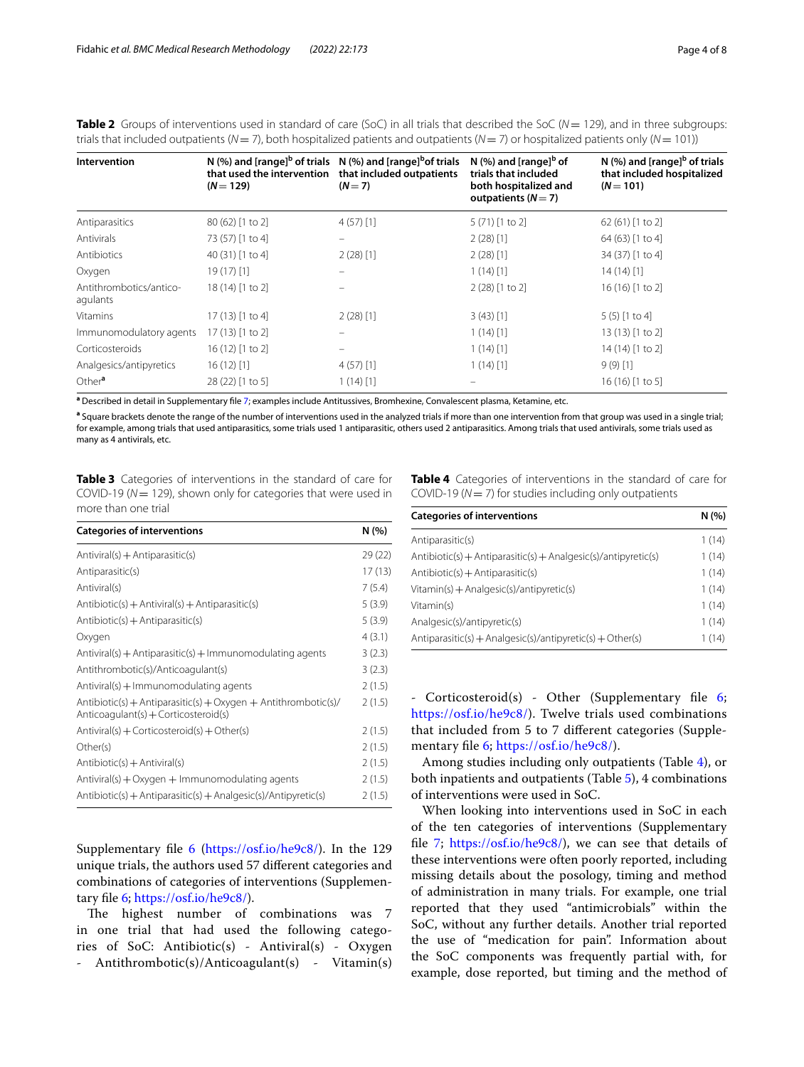**Table 2** Groups of interventions used in standard of care (SoC) in all trials that described the SoC (*N* = 129), and in three subgroups: trials that included outpatients (*N* = 7), both hospitalized patients and outpatients (*N* = 7) or hospitalized patients only (*N* = 101))

| Intervention | N (%) and [range][b] of trials that used the intervention (*N* = 129) | N (%) and [range][b] of trials that included outpatients (*N* = 7) | N (%) and [range][b] of trials that included both hospitalized and outpatients (*N* = 7) | N (%) and [range][b] of trials that included hospitalized (*N* = 101) |
|---|---|---|---|---|
| Antiparasitics | 80 (62) [1 to 2] | 4 (57) [1] | 5 (71) [1 to 2] | 62 (61) [1 to 2] |
| Antivirals | 73 (57) [1 to 4] | – | 2 (28) [1] | 64 (63) [1 to 4] |
| Antibiotics | 40 (31) [1 to 4] | 2 (28) [1] | 2 (28) [1] | 34 (37) [1 to 4] |
| Oxygen | 19 (17) [1] | – | 1 (14) [1] | 14 (14) [1] |
| Antithrombotics/anticoagulants | 18 (14) [1 to 2] | – | 2 (28) [1 to 2] | 16 (16) [1 to 2] |
| Vitamins | 17 (13) [1 to 4] | 2 (28) [1] | 3 (43) [1] | 5 (5) [1 to 4] |
| Immunomodulatory agents | 17 (13) [1 to 2] | – | 1 (14) [1] | 13 (13) [1 to 2] |
| Corticosteroids | 16 (12) [1 to 2] | – | 1 (14) [1] | 14 (14) [1 to 2] |
| Analgesics/antipyretics | 16 (12) [1] | 4 (57) [1] | 1 (14) [1] | 9 (9) [1] |
| Other[a] | 28 (22) [1 to 5] | 1 (14) [1] | – | 16 (16) [1 to 5] |

[a] Described in detail in Supplementary file 7; examples include Antitussives, Bromhexine, Convalescent plasma, Ketamine, etc.

[a] Square brackets denote the range of the number of interventions used in the analyzed trials if more than one intervention from that group was used in a single trial; for example, among trials that used antiparasitics, some trials used 1 antiparasitic, others used 2 antiparasitics. Among trials that used antivirals, some trials used as many as 4 antivirals, etc.

**Table 3** Categories of interventions in the standard of care for COVID-19 (*N* = 129), shown only for categories that were used in more than one trial

| Categories of interventions | N (%) |
|---|---|
| Antiviral(s) + Antiparasitic(s) | 29 (22) |
| Antiparasitic(s) | 17 (13) |
| Antiviral(s) | 7 (5.4) |
| Antibiotic(s) + Antiviral(s) + Antiparasitic(s) | 5 (3.9) |
| Antibiotic(s) + Antiparasitic(s) | 5 (3.9) |
| Oxygen | 4 (3.1) |
| Antiviral(s) + Antiparasitic(s) + Immunomodulating agents | 3 (2.3) |
| Antithrombotic(s)/Anticoagulant(s) | 3 (2.3) |
| Antiviral(s) + Immunomodulating agents | 2 (1.5) |
| Antibiotic(s) + Antiparasitic(s) + Oxygen + Antithrombotic(s)/Anticoagulant(s) + Corticosteroid(s) | 2 (1.5) |
| Antiviral(s) + Corticosteroid(s) + Other(s) | 2 (1.5) |
| Other(s) | 2 (1.5) |
| Antibiotic(s) + Antiviral(s) | 2 (1.5) |
| Antiviral(s) + Oxygen + Immunomodulating agents | 2 (1.5) |
| Antibiotic(s) + Antiparasitic(s) + Analgesic(s)/Antipyretic(s) | 2 (1.5) |

Supplementary file 6 (https://osf.io/he9c8/). In the 129 unique trials, the authors used 57 different categories and combinations of categories of interventions (Supplementary file 6; https://osf.io/he9c8/).

The highest number of combinations was 7 in one trial that had used the following categories of SoC: Antibiotic(s) - Antiviral(s) - Oxygen - Antithrombotic(s)/Anticoagulant(s) - Vitamin(s) - Corticosteroid(s) - Other (Supplementary file 6; https://osf.io/he9c8/). Twelve trials used combinations that included from 5 to 7 different categories (Supplementary file 6; https://osf.io/he9c8/).

**Table 4** Categories of interventions in the standard of care for COVID-19 (*N* = 7) for studies including only outpatients

| Categories of interventions | N (%) |
|---|---|
| Antiparasitic(s) | 1 (14) |
| Antibiotic(s) + Antiparasitic(s) + Analgesic(s)/antipyretic(s) | 1 (14) |
| Antibiotic(s) + Antiparasitic(s) | 1 (14) |
| Vitamin(s) + Analgesic(s)/antipyretic(s) | 1 (14) |
| Vitamin(s) | 1 (14) |
| Analgesic(s)/antipyretic(s) | 1 (14) |
| Antiparasitic(s) + Analgesic(s)/antipyretic(s) + Other(s) | 1 (14) |

Among studies including only outpatients (Table 4), or both inpatients and outpatients (Table 5), 4 combinations of interventions were used in SoC.

When looking into interventions used in SoC in each of the ten categories of interventions (Supplementary file 7; https://osf.io/he9c8/), we can see that details of these interventions were often poorly reported, including missing details about the posology, timing and method of administration in many trials. For example, one trial reported that they used "antimicrobials" within the SoC, without any further details. Another trial reported the use of "medication for pain". Information about the SoC components was frequently partial with, for example, dose reported, but timing and the method of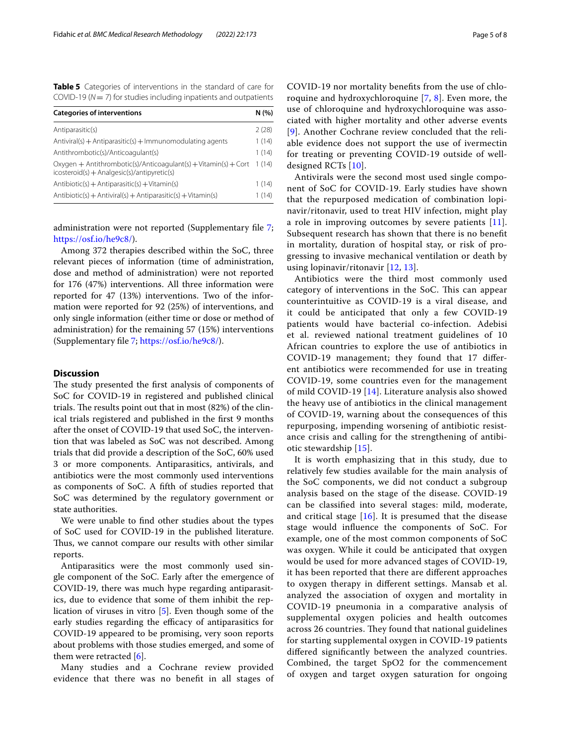**Table 5** Categories of interventions in the standard of care for COVID-19 ($N = 7$) for studies including inpatients and outpatients

| Categories of interventions | N (%) |
|---|---|
| Antiparasitic(s) | 2 (28) |
| Antiviral(s) + Antiparasitic(s) + Immunomodulating agents | 1 (14) |
| Antithrombotic(s)/Anticoagulant(s) | 1 (14) |
| Oxygen + Antithrombotic(s)/Anticoagulant(s) + Vitamin(s) + Corticosteroid(s) + Analgesic(s)/antipyretic(s) | 1 (14) |
| Antibiotic(s) + Antiparasitic(s) + Vitamin(s) | 1 (14) |
| Antibiotic(s) + Antiviral(s) + Antiparasitic(s) + Vitamin(s) | 1 (14) |

administration were not reported (Supplementary file 7; https://osf.io/he9c8/).

Among 372 therapies described within the SoC, three relevant pieces of information (time of administration, dose and method of administration) were not reported for 176 (47%) interventions. All three information were reported for 47 (13%) interventions. Two of the information were reported for 92 (25%) of interventions, and only single information (either time or dose or method of administration) for the remaining 57 (15%) interventions (Supplementary file 7; https://osf.io/he9c8/).

## Discussion

The study presented the first analysis of components of SoC for COVID-19 in registered and published clinical trials. The results point out that in most (82%) of the clinical trials registered and published in the first 9 months after the onset of COVID-19 that used SoC, the intervention that was labeled as SoC was not described. Among trials that did provide a description of the SoC, 60% used 3 or more components. Antiparasitics, antivirals, and antibiotics were the most commonly used interventions as components of SoC. A fifth of studies reported that SoC was determined by the regulatory government or state authorities.

We were unable to find other studies about the types of SoC used for COVID-19 in the published literature. Thus, we cannot compare our results with other similar reports.

Antiparasitics were the most commonly used single component of the SoC. Early after the emergence of COVID-19, there was much hype regarding antiparasitics, due to evidence that some of them inhibit the replication of viruses in vitro [5]. Even though some of the early studies regarding the efficacy of antiparasitics for COVID-19 appeared to be promising, very soon reports about problems with those studies emerged, and some of them were retracted [6].

Many studies and a Cochrane review provided evidence that there was no benefit in all stages of COVID-19 nor mortality benefits from the use of chloroquine and hydroxychloroquine [7, 8]. Even more, the use of chloroquine and hydroxychloroquine was associated with higher mortality and other adverse events [9]. Another Cochrane review concluded that the reliable evidence does not support the use of ivermectin for treating or preventing COVID-19 outside of well-designed RCTs [10].

Antivirals were the second most used single component of SoC for COVID-19. Early studies have shown that the repurposed medication of combination lopinavir/ritonavir, used to treat HIV infection, might play a role in improving outcomes by severe patients [11]. Subsequent research has shown that there is no benefit in mortality, duration of hospital stay, or risk of progressing to invasive mechanical ventilation or death by using lopinavir/ritonavir [12, 13].

Antibiotics were the third most commonly used category of interventions in the SoC. This can appear counterintuitive as COVID-19 is a viral disease, and it could be anticipated that only a few COVID-19 patients would have bacterial co-infection. Adebisi et al. reviewed national treatment guidelines of 10 African countries to explore the use of antibiotics in COVID-19 management; they found that 17 different antibiotics were recommended for use in treating COVID-19, some countries even for the management of mild COVID-19 [14]. Literature analysis also showed the heavy use of antibiotics in the clinical management of COVID-19, warning about the consequences of this repurposing, impending worsening of antibiotic resistance crisis and calling for the strengthening of antibiotic stewardship [15].

It is worth emphasizing that in this study, due to relatively few studies available for the main analysis of the SoC components, we did not conduct a subgroup analysis based on the stage of the disease. COVID-19 can be classified into several stages: mild, moderate, and critical stage [16]. It is presumed that the disease stage would influence the components of SoC. For example, one of the most common components of SoC was oxygen. While it could be anticipated that oxygen would be used for more advanced stages of COVID-19, it has been reported that there are different approaches to oxygen therapy in different settings. Mansab et al. analyzed the association of oxygen and mortality in COVID-19 pneumonia in a comparative analysis of supplemental oxygen policies and health outcomes across 26 countries. They found that national guidelines for starting supplemental oxygen in COVID-19 patients differed significantly between the analyzed countries. Combined, the target $SpO_2$ for the commencement of oxygen and target oxygen saturation for ongoing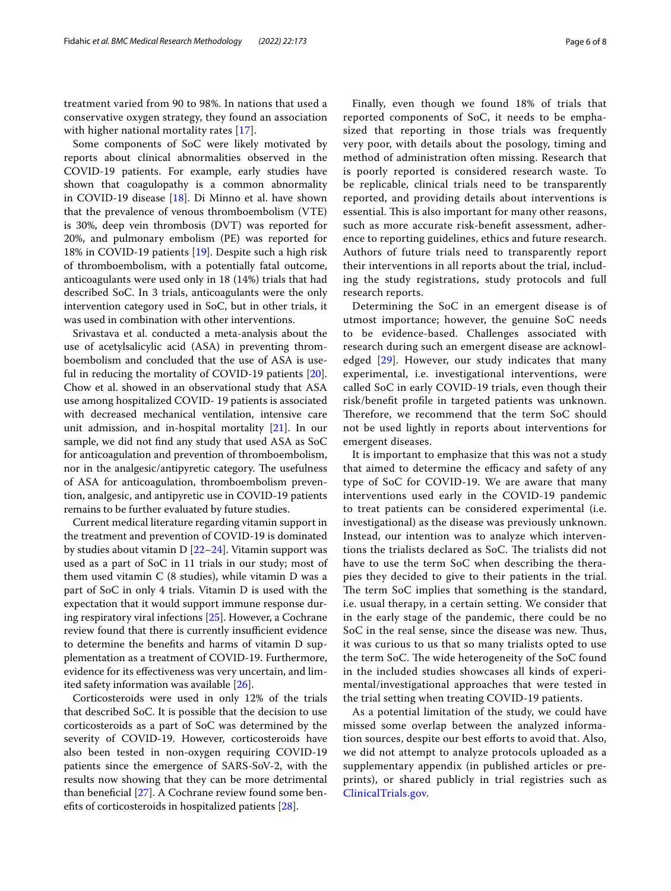treatment varied from 90 to 98%. In nations that used a conservative oxygen strategy, they found an association with higher national mortality rates [17].

Some components of SoC were likely motivated by reports about clinical abnormalities observed in the COVID-19 patients. For example, early studies have shown that coagulopathy is a common abnormality in COVID-19 disease [18]. Di Minno et al. have shown that the prevalence of venous thromboembolism (VTE) is 30%, deep vein thrombosis (DVT) was reported for 20%, and pulmonary embolism (PE) was reported for 18% in COVID-19 patients [19]. Despite such a high risk of thromboembolism, with a potentially fatal outcome, anticoagulants were used only in 18 (14%) trials that had described SoC. In 3 trials, anticoagulants were the only intervention category used in SoC, but in other trials, it was used in combination with other interventions.

Srivastava et al. conducted a meta-analysis about the use of acetylsalicylic acid (ASA) in preventing thromboembolism and concluded that the use of ASA is useful in reducing the mortality of COVID-19 patients [20]. Chow et al. showed in an observational study that ASA use among hospitalized COVID- 19 patients is associated with decreased mechanical ventilation, intensive care unit admission, and in-hospital mortality [21]. In our sample, we did not find any study that used ASA as SoC for anticoagulation and prevention of thromboembolism, nor in the analgesic/antipyretic category. The usefulness of ASA for anticoagulation, thromboembolism prevention, analgesic, and antipyretic use in COVID-19 patients remains to be further evaluated by future studies.

Current medical literature regarding vitamin support in the treatment and prevention of COVID-19 is dominated by studies about vitamin D [22–24]. Vitamin support was used as a part of SoC in 11 trials in our study; most of them used vitamin C (8 studies), while vitamin D was a part of SoC in only 4 trials. Vitamin D is used with the expectation that it would support immune response during respiratory viral infections [25]. However, a Cochrane review found that there is currently insufficient evidence to determine the benefits and harms of vitamin D supplementation as a treatment of COVID-19. Furthermore, evidence for its effectiveness was very uncertain, and limited safety information was available [26].

Corticosteroids were used in only 12% of the trials that described SoC. It is possible that the decision to use corticosteroids as a part of SoC was determined by the severity of COVID-19. However, corticosteroids have also been tested in non-oxygen requiring COVID-19 patients since the emergence of SARS-SoV-2, with the results now showing that they can be more detrimental than beneficial [27]. A Cochrane review found some benefits of corticosteroids in hospitalized patients [28].

Finally, even though we found 18% of trials that reported components of SoC, it needs to be emphasized that reporting in those trials was frequently very poor, with details about the posology, timing and method of administration often missing. Research that is poorly reported is considered research waste. To be replicable, clinical trials need to be transparently reported, and providing details about interventions is essential. This is also important for many other reasons, such as more accurate risk-benefit assessment, adherence to reporting guidelines, ethics and future research. Authors of future trials need to transparently report their interventions in all reports about the trial, including the study registrations, study protocols and full research reports.

Determining the SoC in an emergent disease is of utmost importance; however, the genuine SoC needs to be evidence-based. Challenges associated with research during such an emergent disease are acknowledged [29]. However, our study indicates that many experimental, i.e. investigational interventions, were called SoC in early COVID-19 trials, even though their risk/benefit profile in targeted patients was unknown. Therefore, we recommend that the term SoC should not be used lightly in reports about interventions for emergent diseases.

It is important to emphasize that this was not a study that aimed to determine the efficacy and safety of any type of SoC for COVID-19. We are aware that many interventions used early in the COVID-19 pandemic to treat patients can be considered experimental (i.e. investigational) as the disease was previously unknown. Instead, our intention was to analyze which interventions the trialists declared as SoC. The trialists did not have to use the term SoC when describing the therapies they decided to give to their patients in the trial. The term SoC implies that something is the standard, i.e. usual therapy, in a certain setting. We consider that in the early stage of the pandemic, there could be no SoC in the real sense, since the disease was new. Thus, it was curious to us that so many trialists opted to use the term SoC. The wide heterogeneity of the SoC found in the included studies showcases all kinds of experimental/investigational approaches that were tested in the trial setting when treating COVID-19 patients.

As a potential limitation of the study, we could have missed some overlap between the analyzed information sources, despite our best efforts to avoid that. Also, we did not attempt to analyze protocols uploaded as a supplementary appendix (in published articles or preprints), or shared publicly in trial registries such as ClinicalTrials.gov.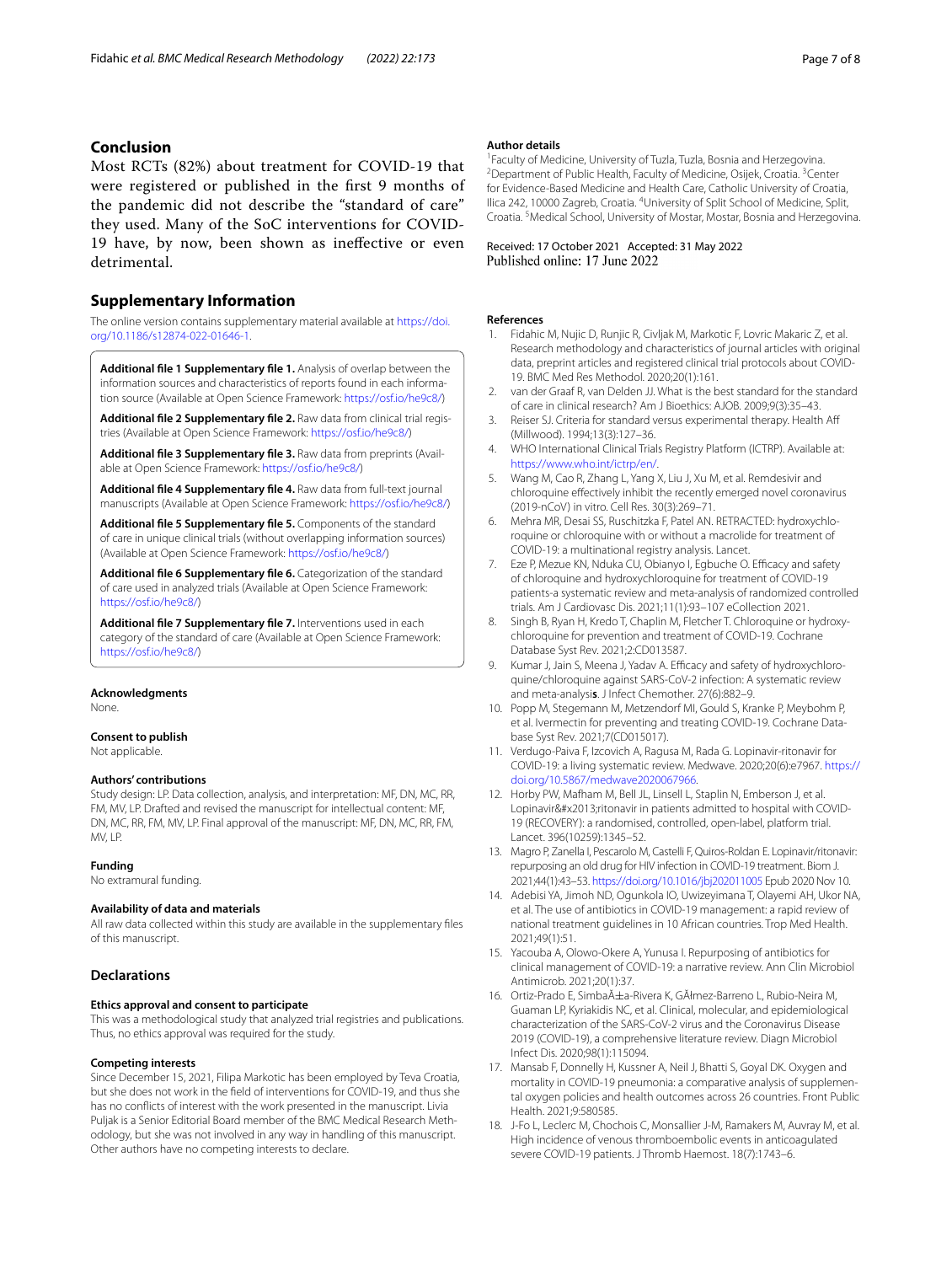## Conclusion

Most RCTs (82%) about treatment for COVID-19 that were registered or published in the first 9 months of the pandemic did not describe the "standard of care" they used. Many of the SoC interventions for COVID-19 have, by now, been shown as ineffective or even detrimental.

## Supplementary Information

The online version contains supplementary material available at https://doi.org/10.1186/s12874-022-01646-1.

**Additional file 1 Supplementary file 1.** Analysis of overlap between the information sources and characteristics of reports found in each information source (Available at Open Science Framework: https://osf.io/he9c8/)

**Additional file 2 Supplementary file 2.** Raw data from clinical trial registries (Available at Open Science Framework: https://osf.io/he9c8/)

**Additional file 3 Supplementary file 3.** Raw data from preprints (Available at Open Science Framework: https://osf.io/he9c8/)

**Additional file 4 Supplementary file 4.** Raw data from full-text journal manuscripts (Available at Open Science Framework: https://osf.io/he9c8/)

**Additional file 5 Supplementary file 5.** Components of the standard of care in unique clinical trials (without overlapping information sources) (Available at Open Science Framework: https://osf.io/he9c8/)

**Additional file 6 Supplementary file 6.** Categorization of the standard of care used in analyzed trials (Available at Open Science Framework: https://osf.io/he9c8/)

**Additional file 7 Supplementary file 7.** Interventions used in each category of the standard of care (Available at Open Science Framework: https://osf.io/he9c8/)

### Acknowledgements

None.

### Consent to publish

Not applicable.

### Authors' contributions

Study design: LP. Data collection, analysis, and interpretation: MF, DN, MC, RR, FM, MV, LP. Drafted and revised the manuscript for intellectual content: MF, DN, MC, RR, FM, MV, LP. Final approval of the manuscript: MF, DN, MC, RR, FM, MV, LP.

### Funding

No extramural funding.

### Availability of data and materials

All raw data collected within this study are available in the supplementary files of this manuscript.

## Declarations

### Ethics approval and consent to participate

This was a methodological study that analyzed trial registries and publications. Thus, no ethics approval was required for the study.

### Competing interests

Since December 15, 2021, Filipa Markotic has been employed by Teva Croatia, but she does not work in the field of interventions for COVID-19, and thus she has no conflicts of interest with the work presented in the manuscript. Livia Puljak is a Senior Editorial Board member of the BMC Medical Research Methodology, but she was not involved in any way in handling of this manuscript. Other authors have no competing interests to declare.

### Author details

[1]Faculty of Medicine, University of Tuzla, Tuzla, Bosnia and Herzegovina. [2]Department of Public Health, Faculty of Medicine, Osijek, Croatia. [3]Center for Evidence-Based Medicine and Health Care, Catholic University of Croatia, Ilica 242, 10000 Zagreb, Croatia. [4]University of Split School of Medicine, Split, Croatia. [5]Medical School, University of Mostar, Mostar, Bosnia and Herzegovina.

Received: 17 October 2021 Accepted: 31 May 2022
Published online: 17 June 2022

### References

1. Fidahic M, Nujic D, Runjic R, Civljak M, Markotic F, Lovric Makaric Z, et al. Research methodology and characteristics of journal articles with original data, preprint articles and registered clinical trial protocols about COVID-19. BMC Med Res Methodol. 2020;20(1):161.
2. van der Graaf R, van Delden JJ. What is the best standard for the standard of care in clinical research? Am J Bioethics: AJOB. 2009;9(3):35–43.
3. Reiser SJ. Criteria for standard versus experimental therapy. Health Aff (Millwood). 1994;13(3):127–36.
4. WHO International Clinical Trials Registry Platform (ICTRP). Available at: https://www.who.int/ictrp/en/.
5. Wang M, Cao R, Zhang L, Yang X, Liu J, Xu M, et al. Remdesivir and chloroquine effectively inhibit the recently emerged novel coronavirus (2019-nCoV) in vitro. Cell Res. 30(3):269–71.
6. Mehra MR, Desai SS, Ruschitzka F, Patel AN. RETRACTED: hydroxychloroquine or chloroquine with or without a macrolide for treatment of COVID-19: a multinational registry analysis. Lancet.
7. Eze P, Mezue KN, Nduka CU, Obianyo I, Egbuche O. Efficacy and safety of chloroquine and hydroxychloroquine for treatment of COVID-19 patients-a systematic review and meta-analysis of randomized controlled trials. Am J Cardiovasc Dis. 2021;11(1):93–107 eCollection 2021.
8. Singh B, Ryan H, Kredo T, Chaplin M, Fletcher T. Chloroquine or hydroxychloroquine for prevention and treatment of COVID-19. Cochrane Database Syst Rev. 2021;2:CD013587.
9. Kumar J, Jain S, Meena J, Yadav A. Efficacy and safety of hydroxychloroquine/chloroquine against SARS-CoV-2 infection: A systematic review and meta-analysis. J Infect Chemother. 27(6):882–9.
10. Popp M, Stegemann M, Metzendorf MI, Gould S, Kranke P, Meybohm P, et al. Ivermectin for preventing and treating COVID-19. Cochrane Database Syst Rev. 2021;7(CD015017).
11. Verdugo-Paiva F, Izcovich A, Ragusa M, Rada G. Lopinavir-ritonavir for COVID-19: a living systematic review. Medwave. 2020;20(6):e7967. https://doi.org/10.5867/medwave2020067966.
12. Horby PW, Mafham M, Bell JL, Linsell L, Staplin N, Emberson J, et al. Lopinavir&#x2013;ritonavir in patients admitted to hospital with COVID-19 (RECOVERY): a randomised, controlled, open-label, platform trial. Lancet. 396(10259):1345–52.
13. Magro P, Zanella I, Pescarolo M, Castelli F, Quiros-Roldan E. Lopinavir/ritonavir: repurposing an old drug for HIV infection in COVID-19 treatment. Biom J. 2021;44(1):43–53. https://doi.org/10.1016/jbj202011005 Epub 2020 Nov 10.
14. Adebisi YA, Jimoh ND, Ogunkola IO, Uwizeyimana T, Olayemi AH, Ukor NA, et al. The use of antibiotics in COVID-19 management: a rapid review of national treatment guidelines in 10 African countries. Trop Med Health. 2021;49(1):51.
15. Yacouba A, Olowo-Okere A, Yunusa I. Repurposing of antibiotics for clinical management of COVID-19: a narrative review. Ann Clin Microbiol Antimicrob. 2021;20(1):37.
16. Ortiz-Prado E, SimbaÃ±a-Rivera K, GÃ³mez-Barreno L, Rubio-Neira M, Guaman LP, Kyriakidis NC, et al. Clinical, molecular, and epidemiological characterization of the SARS-CoV-2 virus and the Coronavirus Disease 2019 (COVID-19), a comprehensive literature review. Diagn Microbiol Infect Dis. 2020;98(1):115094.
17. Mansab F, Donnelly H, Kussner A, Neil J, Bhatti S, Goyal DK. Oxygen and mortality in COVID-19 pneumonia: a comparative analysis of supplemental oxygen policies and health outcomes across 26 countries. Front Public Health. 2021;9:580585.
18. J-Fo L, Leclerc M, Chochois C, Monsallier J-M, Ramakers M, Auvray M, et al. High incidence of venous thromboembolic events in anticoagulated severe COVID-19 patients. J Thromb Haemost. 18(7):1743–6.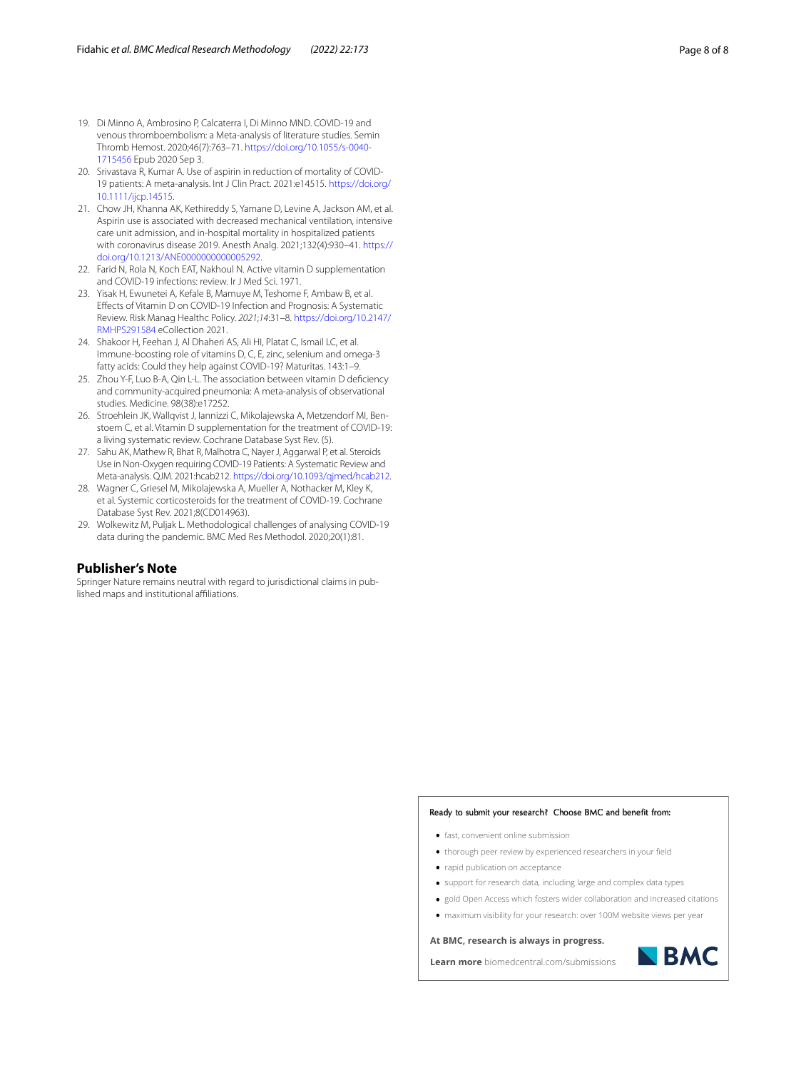19. Di Minno A, Ambrosino P, Calcaterra I, Di Minno MND. COVID-19 and venous thromboembolism: a Meta-analysis of literature studies. Semin Thromb Hemost. 2020;46(7):763–71. https://doi.org/10.1055/s-0040-1715456 Epub 2020 Sep 3.
20. Srivastava R, Kumar A. Use of aspirin in reduction of mortality of COVID-19 patients: A meta-analysis. Int J Clin Pract. 2021:e14515. https://doi.org/10.1111/ijcp.14515.
21. Chow JH, Khanna AK, Kethireddy S, Yamane D, Levine A, Jackson AM, et al. Aspirin use is associated with decreased mechanical ventilation, intensive care unit admission, and in-hospital mortality in hospitalized patients with coronavirus disease 2019. Anesth Analg. 2021;132(4):930–41. https://doi.org/10.1213/ANE0000000000005292.
22. Farid N, Rola N, Koch EAT, Nakhoul N. Active vitamin D supplementation and COVID-19 infections: review. Ir J Med Sci. 1971.
23. Yisak H, Ewunetei A, Kefale B, Mamuye M, Teshome F, Ambaw B, et al. Effects of Vitamin D on COVID-19 Infection and Prognosis: A Systematic Review. Risk Manag Healthc Policy. *2021*;*14*:31–8. https://doi.org/10.2147/RMHPS291584 eCollection 2021.
24. Shakoor H, Feehan J, Al Dhaheri AS, Ali HI, Platat C, Ismail LC, et al. Immune-boosting role of vitamins D, C, E, zinc, selenium and omega-3 fatty acids: Could they help against COVID-19? Maturitas. 143:1–9.
25. Zhou Y-F, Luo B-A, Qin L-L. The association between vitamin D deficiency and community-acquired pneumonia: A meta-analysis of observational studies. Medicine. 98(38):e17252.
26. Stroehlein JK, Wallqvist J, Iannizzi C, Mikolajewska A, Metzendorf MI, Benstoem C, et al. Vitamin D supplementation for the treatment of COVID-19: a living systematic review. Cochrane Database Syst Rev. (5).
27. Sahu AK, Mathew R, Bhat R, Malhotra C, Nayer J, Aggarwal P, et al. Steroids Use in Non-Oxygen requiring COVID-19 Patients: A Systematic Review and Meta-analysis. QJM. 2021:hcab212. https://doi.org/10.1093/qjmed/hcab212.
28. Wagner C, Griesel M, Mikolajewska A, Mueller A, Nothacker M, Kley K, et al. Systemic corticosteroids for the treatment of COVID-19. Cochrane Database Syst Rev. 2021;8(CD014963).
29. Wolkewitz M, Puljak L. Methodological challenges of analysing COVID-19 data during the pandemic. BMC Med Res Methodol. 2020;20(1):81.

## Publisher's Note

Springer Nature remains neutral with regard to jurisdictional claims in published maps and institutional affiliations.

Ready to submit your research? Choose BMC and benefit from:

- fast, convenient online submission
- thorough peer review by experienced researchers in your field
- rapid publication on acceptance
- support for research data, including large and complex data types
- gold Open Access which fosters wider collaboration and increased citations
- maximum visibility for your research: over 100M website views per year

**At BMC, research is always in progress.**

**Learn more** biomedcentral.com/submissions